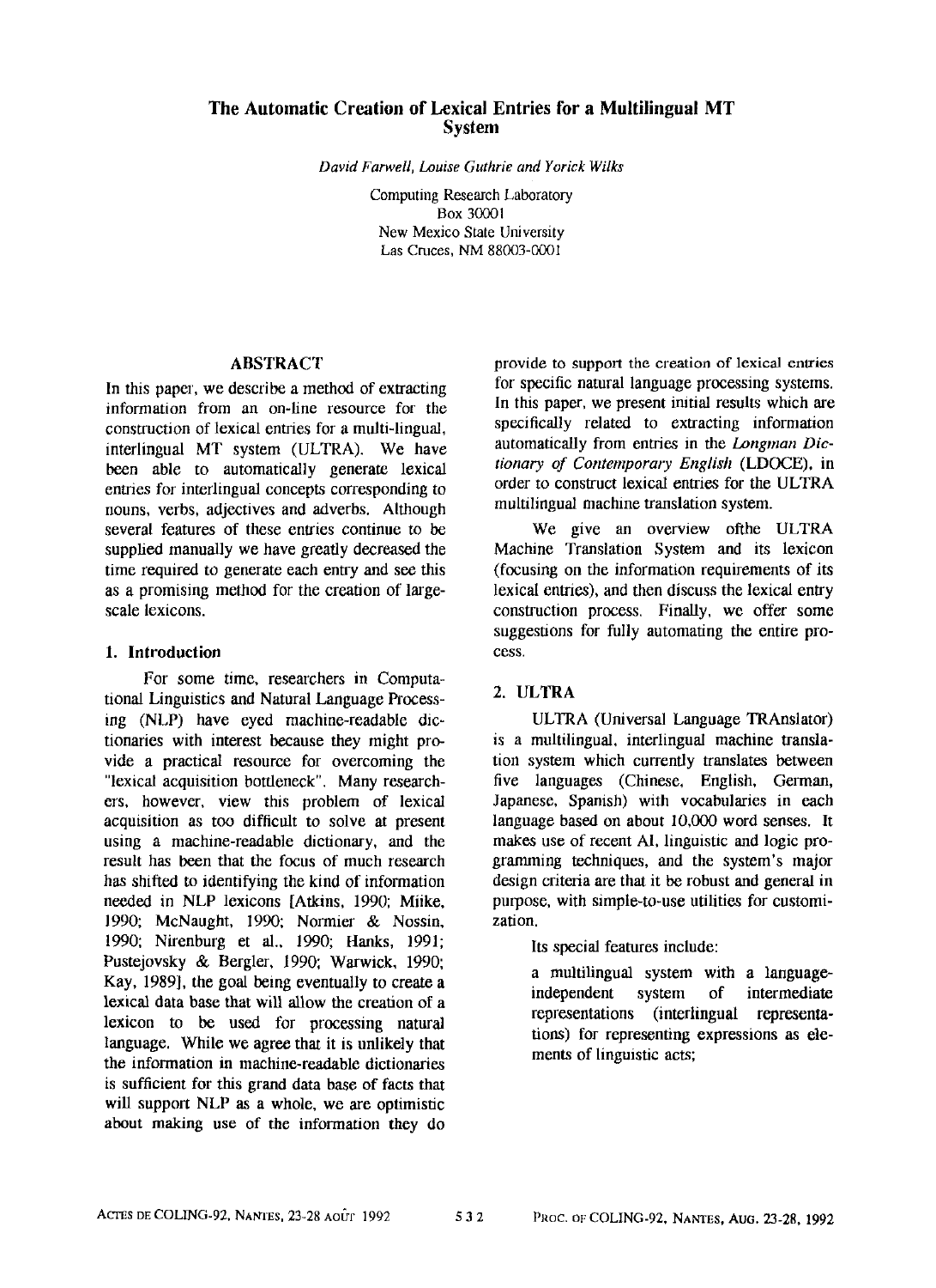# The Automatic Creation of Lexical Entries for a Multilingual MT System

*David Farwell, Louise Guthrie and Yorick Wilks*

Computing Research Laboratory
Box 30001
New Mexico State University
Las Cruces, NM 88003-0001

## ABSTRACT

In this paper, we describe a method of extracting information from an on-line resource for the construction of lexical entries for a multi-lingual, interlingual MT system (ULTRA). We have been able to automatically generate lexical entries for interlingual concepts corresponding to nouns, verbs, adjectives and adverbs. Although several features of these entries continue to be supplied manually we have greatly decreased the time required to generate each entry and see this as a promising method for the creation of large-scale lexicons.

## 1. Introduction

For some time, researchers in Computational Linguistics and Natural Language Processing (NLP) have eyed machine-readable dictionaries with interest because they might provide a practical resource for overcoming the "lexical acquisition bottleneck". Many researchers, however, view this problem of lexical acquisition as too difficult to solve at present using a machine-readable dictionary, and the result has been that the focus of much research has shifted to identifying the kind of information needed in NLP lexicons [Atkins, 1990; Miike, 1990; McNaught, 1990; Normier & Nossin, 1990; Nirenburg et al., 1990; Hanks, 1991; Pustejovsky & Bergler, 1990; Warwick, 1990; Kay, 1989], the goal being eventually to create a lexical data base that will allow the creation of a lexicon to be used for processing natural language. While we agree that it is unlikely that the information in machine-readable dictionaries is sufficient for this grand data base of facts that will support NLP as a whole, we are optimistic about making use of the information they do provide to support the creation of lexical entries for specific natural language processing systems. In this paper, we present initial results which are specifically related to extracting information automatically from entries in the *Longman Dictionary of Contemporary English* (LDOCE), in order to construct lexical entries for the ULTRA multilingual machine translation system.

We give an overview ofthe ULTRA Machine Translation System and its lexicon (focusing on the information requirements of its lexical entries), and then discuss the lexical entry construction process. Finally, we offer some suggestions for fully automating the entire process.

## 2. ULTRA

ULTRA (Universal Language TRAnslator) is a multilingual, interlingual machine translation system which currently translates between five languages (Chinese, English, German, Japanese, Spanish) with vocabularies in each language based on about 10,000 word senses. It makes use of recent AI, linguistic and logic programming techniques, and the system's major design criteria are that it be robust and general in purpose, with simple-to-use utilities for customization.

Its special features include:

a multilingual system with a language-independent system of intermediate representations (interlingual representations) for representing expressions as elements of linguistic acts;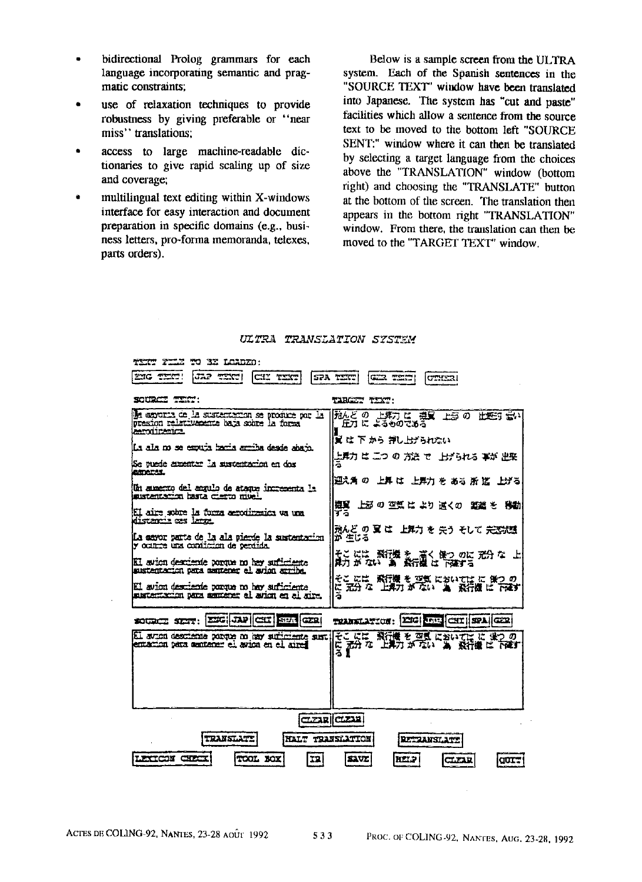- bidirectional Prolog grammars for each language incorporating semantic and pragmatic constraints;
- use of relaxation techniques to provide robustness by giving preferable or "near miss" translations;
- access to large machine-readable dictionaries to give rapid scaling up of size and coverage;
- multilingual text editing within X-windows interface for easy interaction and document preparation in specific domains (e.g., business letters, pro-forma memoranda, telexes, parts orders).

Below is a sample screen from the ULTRA system. Each of the Spanish sentences in the "SOURCE TEXT" window have been translated into Japanese. The system has "cut and paste" facilities which allow a sentence from the source text to be moved to the bottom left "SOURCE SENT:" window where it can then be translated by selecting a target language from the choices above the "TRANSLATION" window (bottom right) and choosing the "TRANSLATE" button at the bottom of the screen. The translation then appears in the bottom right "TRANSLATION" window. From there, the translation can then be moved to the "TARGET TEXT" window.

*ULTRA TRANSLATION SYSTEM*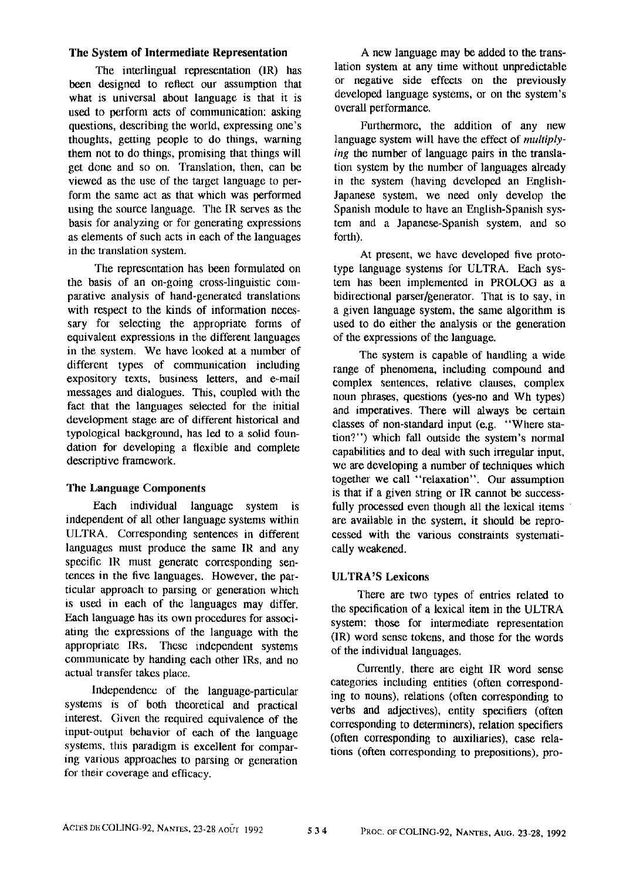### The System of Intermediate Representation

The interlingual representation (IR) has been designed to reflect our assumption that what is universal about language is that it is used to perform acts of communication: asking questions, describing the world, expressing one's thoughts, getting people to do things, warning them not to do things, promising that things will get done and so on. Translation, then, can be viewed as the use of the target language to perform the same act as that which was performed using the source language. The IR serves as the basis for analyzing or for generating expressions as elements of such acts in each of the languages in the translation system.

The representation has been formulated on the basis of an on-going cross-linguistic comparative analysis of hand-generated translations with respect to the kinds of information necessary for selecting the appropriate forms of equivalent expressions in the different languages in the system. We have looked at a number of different types of communication including expository texts, business letters, and e-mail messages and dialogues. This, coupled with the fact that the languages selected for the initial development stage are of different historical and typological background, has led to a solid foundation for developing a flexible and complete descriptive framework.

### The Language Components

Each individual language system is independent of all other language systems within ULTRA. Corresponding sentences in different languages must produce the same IR and any specific IR must generate corresponding sentences in the five languages. However, the particular approach to parsing or generation which is used in each of the languages may differ. Each language has its own procedures for associating the expressions of the language with the appropriate IRs. These independent systems communicate by handing each other IRs, and no actual transfer takes place.

Independence of the language-particular systems is of both theoretical and practical interest. Given the required equivalence of the input-output behavior of each of the language systems, this paradigm is excellent for comparing various approaches to parsing or generation for their coverage and efficacy.

A new language may be added to the translation system at any time without unpredictable or negative side effects on the previously developed language systems, or on the system's overall performance.

Furthermore, the addition of any new language system will have the effect of *multiplying* the number of language pairs in the translation system by the number of languages already in the system (having developed an English-Japanese system, we need only develop the Spanish module to have an English-Spanish system and a Japanese-Spanish system, and so forth).

At present, we have developed five prototype language systems for ULTRA. Each system has been implemented in PROLOG as a bidirectional parser/generator. That is to say, in a given language system, the same algorithm is used to do either the analysis or the generation of the expressions of the language.

The system is capable of handling a wide range of phenomena, including compound and complex sentences, relative clauses, complex noun phrases, questions (yes-no and Wh types) and imperatives. There will always be certain classes of non-standard input (e.g. "Where station?") which fall outside the system's normal capabilities and to deal with such irregular input, we are developing a number of techniques which together we call "relaxation". Our assumption is that if a given string or IR cannot be successfully processed even though all the lexical items are available in the system, it should be reprocessed with the various constraints systematically weakened.

### ULTRA'S Lexicons

There are two types of entries related to the specification of a lexical item in the ULTRA system: those for intermediate representation (IR) word sense tokens, and those for the words of the individual languages.

Currently, there are eight IR word sense categories including entities (often corresponding to nouns), relations (often corresponding to verbs and adjectives), entity specifiers (often corresponding to determiners), relation specifiers (often corresponding to auxiliaries), case relations (often corresponding to prepositions), pro-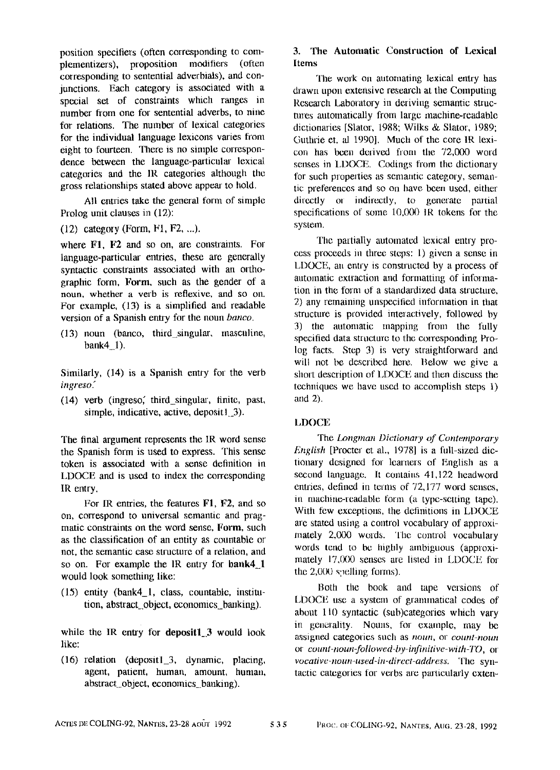position specifiers (often corresponding to complementizers), proposition modifiers (often corresponding to sentential adverbials), and conjunctions. Each category is associated with a special set of constraints which ranges in number from one for sentential adverbs, to nine for relations. The number of lexical categories for the individual language lexicons varies from eight to fourteen. There is no simple correspondence between the language-particular lexical categories and the IR categories although the gross relationships stated above appear to hold.

All entries take the general form of simple Prolog unit clauses in (12):

(12) category (Form, F1, F2, ...).

where **F1**, **F2** and so on, are constraints. For language-particular entries, these are generally syntactic constraints associated with an orthographic form, **Form**, such as the gender of a noun, whether a verb is reflexive, and so on. For example, (13) is a simplified and readable version of a Spanish entry for the noun *banco*.

(13) noun (banco, third_singular, masculine, bank4_1).

Similarly, (14) is a Spanish entry for the verb *ingresó*

(14) verb (ingresó, third_singular, finite, past, simple, indicative, active, deposit1_3).

The final argument represents the IR word sense the Spanish form is used to express. This sense token is associated with a sense definition in LDOCE and is used to index the corresponding IR entry.

For IR entries, the features **F1**, **F2**, and so on, correspond to universal semantic and pragmatic constraints on the word sense, **Form**, such as the classification of an entity as countable or not, the semantic case structure of a relation, and so on. For example the IR entry for **bank4_1** would look something like:

(15) entity (bank4_1, class, countable, institution, abstract_object, economics_banking).

while the IR entry for **deposit1_3** would look like:

(16) relation (deposit1_3, dynamic, placing, agent, patient, human, amount, human, abstract_object, economics_banking).

## 3. The Automatic Construction of Lexical Items

The work on automating lexical entry has drawn upon extensive research at the Computing Research Laboratory in deriving semantic structures automatically from large machine-readable dictionaries [Slator, 1988; Wilks & Slator, 1989; Guthrie et. al 1990]. Much of the core IR lexicon has been derived from the 72,000 word senses in LDOCE. Codings from the dictionary for such properties as semantic category, semantic preferences and so on have been used, either directly or indirectly, to generate partial specifications of some 10,000 IR tokens for the system.

The partially automated lexical entry process proceeds in three steps: 1) given a sense in LDOCE, an entry is constructed by a process of automatic extraction and formatting of information in the form of a standardized data structure, 2) any remaining unspecified information in that structure is provided interactively, followed by 3) the automatic mapping from the fully specified data structure to the corresponding Prolog facts. Step 3) is very straightforward and will not be described here. Below we give a short description of LDOCE and then discuss the techniques we have used to accomplish steps 1) and 2).

### LDOCE

The *Longman Dictionary of Contemporary English* [Procter et al., 1978] is a full-sized dictionary designed for learners of English as a second language. It contains 41,122 headword entries, defined in terms of 72,177 word senses, in machine-readable form (a type-setting tape). With few exceptions, the definitions in LDOCE are stated using a control vocabulary of approximately 2,000 words. The control vocabulary words tend to be highly ambiguous (approximately 17,000 senses are listed in LDOCE for the 2,000 spelling forms).

Both the book and tape versions of LDOCE use a system of grammatical codes of about 110 syntactic (sub)categories which vary in generality. Nouns, for example, may be assigned categories such as *noun*, or *count-noun* or *count-noun-followed-by-infinitive-with-TO*, or *vocative-noun-used-in-direct-address*. The syntactic categories for verbs are particularly exten-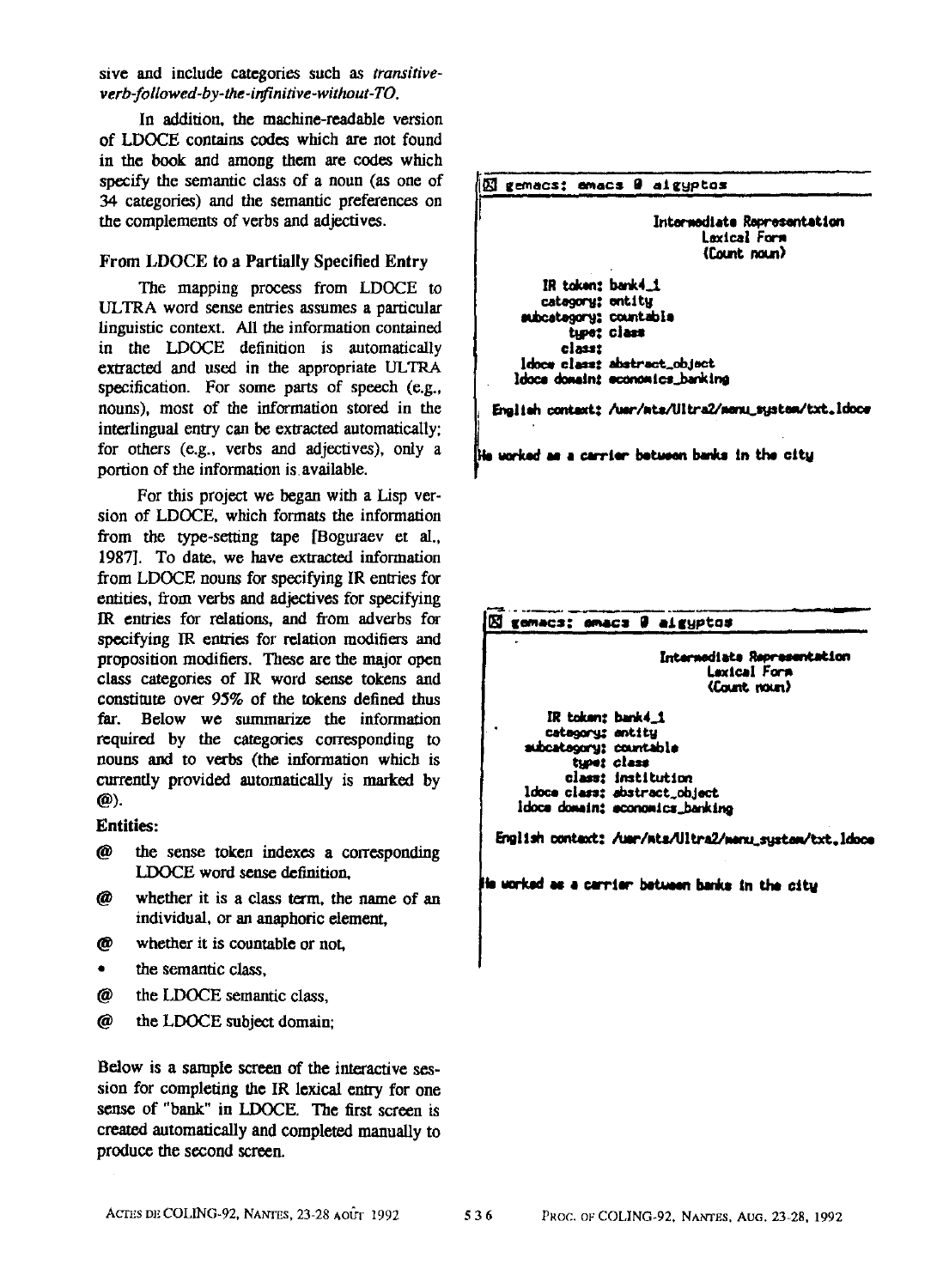sive and include categories such as *transitive-verb-followed-by-the-infinitive-without-TO*.

In addition, the machine-readable version of LDOCE contains codes which are not found in the book and among them are codes which specify the semantic class of a noun (as one of 34 categories) and the semantic preferences on the complements of verbs and adjectives.

### From LDOCE to a Partially Specified Entry

The mapping process from LDOCE to ULTRA word sense entries assumes a particular linguistic context. All the information contained in the LDOCE definition is automatically extracted and used in the appropriate ULTRA specification. For some parts of speech (e.g., nouns), most of the information stored in the interlingual entry can be extracted automatically; for others (e.g., verbs and adjectives), only a portion of the information is available.

For this project we began with a Lisp version of LDOCE, which formats the information from the type-setting tape [Boguraev et al., 1987]. To date, we have extracted information from LDOCE nouns for specifying IR entries for entities, from verbs and adjectives for specifying IR entries for relations, and from adverbs for specifying IR entries for relation modifiers and proposition modifiers. These are the major open class categories of IR word sense tokens and constitute over 95% of the tokens defined thus far. Below we summarize the information required by the categories corresponding to nouns and to verbs (the information which is currently provided automatically is marked by @).

**Entities:**

- @ the sense token indexes a corresponding LDOCE word sense definition,
- @ whether it is a class term, the name of an individual, or an anaphoric element,
- @ whether it is countable or not,
- • the semantic class,
- @ the LDOCE semantic class,
- @ the LDOCE subject domain;

Below is a sample screen of the interactive session for completing the IR lexical entry for one sense of "bank" in LDOCE. The first screen is created automatically and completed manually to produce the second screen.

```
gemacs: emacs @ aigyptos

                    Intermediate Representation
                           Lexical Form
                           (Count noun)

      IR token: bank4_1
      category: entity
   subcategory: countable
          type: class
         class:
   ldoce class: abstract_object
  ldoce domain: economics_banking

 English context: /usr/nts/Ultra2/menu_system/txt.ldoce

He worked as a carrier between banks in the city
```

```
gemacs: emacs @ aigyptos

                    Intermediate Representation
                           Lexical Form
                           (Count noun)

      IR token: bank4_1
      category: entity
   subcategory: countable
          type: class
         class: institution
   ldoce class: abstract_object
  ldoce domain: economics_banking

 English context: /usr/nts/Ultra2/menu_system/txt.ldoce

He worked as a carrier between banks in the city
```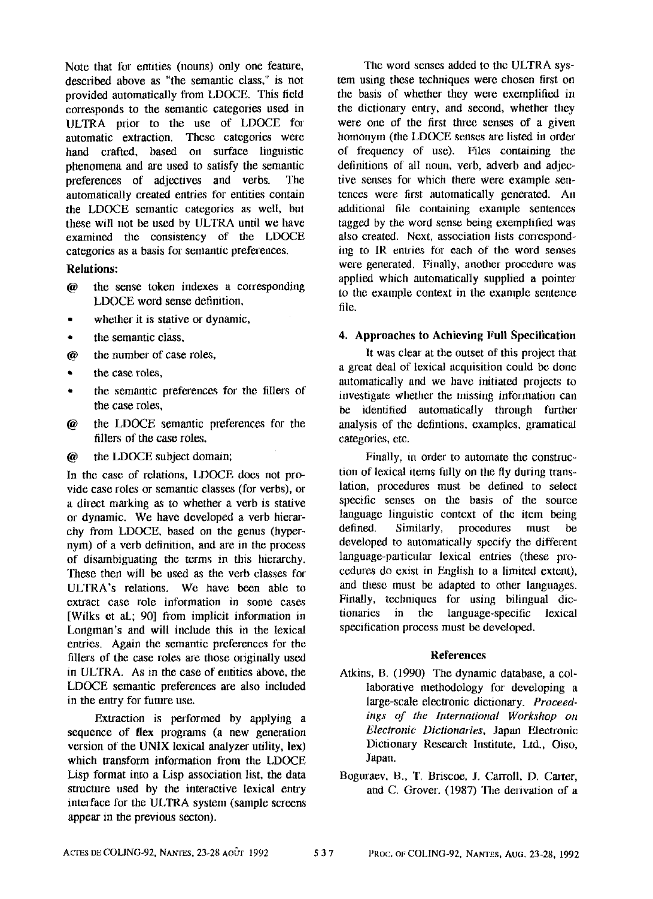Note that for entities (nouns) only one feature, described above as "the semantic class," is not provided automatically from LDOCE. This field corresponds to the semantic categories used in ULTRA prior to the use of LDOCE for automatic extraction. These categories were hand crafted, based on surface linguistic phenomena and are used to satisfy the semantic preferences of adjectives and verbs. The automatically created entries for entities contain the LDOCE semantic categories as well, but these will not be used by ULTRA until we have examined the consistency of the LDOCE categories as a basis for semantic preferences.

**Relations:**

- @ the sense token indexes a corresponding LDOCE word sense definition,
- • whether it is stative or dynamic,
- • the semantic class,
- @ the number of case roles,
- • the case roles,
- • the semantic preferences for the fillers of the case roles,
- @ the LDOCE semantic preferences for the fillers of the case roles,
- @ the LDOCE subject domain;

In the case of relations, LDOCE does not provide case roles or semantic classes (for verbs), or a direct marking as to whether a verb is stative or dynamic. We have developed a verb hierarchy from LDOCE, based on the genus (hypernym) of a verb definition, and are in the process of disambiguating the terms in this hierarchy. These then will be used as the verb classes for ULTRA's relations. We have been able to extract case role information in some cases [Wilks et al.; 90] from implicit information in Longman's and will include this in the lexical entries. Again the semantic preferences for the fillers of the case roles are those originally used in ULTRA. As in the case of entities above, the LDOCE semantic preferences are also included in the entry for future use.

Extraction is performed by applying a sequence of **flex** programs (a new generation version of the UNIX lexical analyzer utility, **lex**) which transform information from the LDOCE Lisp format into a Lisp association list, the data structure used by the interactive lexical entry interface for the ULTRA system (sample screens appear in the previous secton).

The word senses added to the ULTRA system using these techniques were chosen first on the basis of whether they were exemplified in the dictionary entry, and second, whether they were one of the first three senses of a given homonym (the LDOCE senses are listed in order of frequency of use). Files containing the definitions of all noun, verb, adverb and adjective senses for which there were example sentences were first automatically generated. An additional file containing example sentences tagged by the word sense being exemplified was also created. Next, association lists corresponding to IR entries for each of the word senses were generated. Finally, another procedure was applied which automatically supplied a pointer to the example context in the example sentence file.

## 4. Approaches to Achieving Full Specification

It was clear at the outset of this project that a great deal of lexical acquisition could be done automatically and we have initiated projects to investigate whether the missing information can be identified automatically through further analysis of the defintions, examples, gramatical categories, etc.

Finally, in order to automate the construction of lexical items fully on the fly during translation, procedures must be defined to select specific senses on the basis of the source language linguistic context of the item being defined. Similarly, procedures must be developed to automatically specify the different language-particular lexical entries (these procedures do exist in English to a limited extent), and these must be adapted to other languages. Finally, techniques for using bilingual dictionaries in the language-specific lexical specification process must be developed.

## References

Atkins, B. (1990) The dynamic database, a collaborative methodology for developing a large-scale electronic dictionary. *Proceedings of the International Workshop on Electronic Dictionaries*, Japan Electronic Dictionary Research Institute, Ltd., Oiso, Japan.

Boguraev, B., T. Briscoe, J. Carroll, D. Carter, and C. Grover. (1987) The derivation of a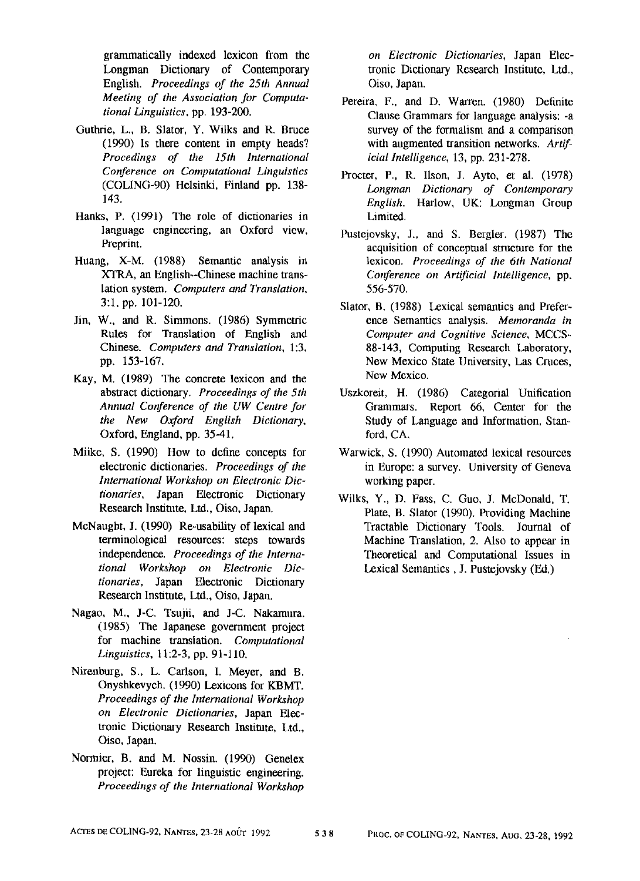grammatically indexed lexicon from the Longman Dictionary of Contemporary English. *Proceedings of the 25th Annual Meeting of the Association for Computational Linguistics*, pp. 193-200.

Guthrie, L., B. Slator, Y. Wilks and R. Bruce (1990) Is there content in empty heads? *Procedings of the 15th International Conference on Computational Linguistics* (COLING-90) Helsinki, Finland pp. 138-143.

Hanks, P. (1991) The role of dictionaries in language engineering, an Oxford view, Preprint.

Huang, X-M. (1988) Semantic analysis in XTRA, an English--Chinese machine translation system. *Computers and Translation*, 3:1, pp. 101-120.

Jin, W., and R. Simmons. (1986) Symmetric Rules for Translation of English and Chinese. *Computers and Translation*, 1:3, pp. 153-167.

Kay, M. (1989) The concrete lexicon and the abstract dictionary. *Proceedings of the 5th Annual Conference of the UW Centre for the New Oxford English Dictionary*, Oxford, England, pp. 35-41.

Miike, S. (1990) How to define concepts for electronic dictionaries. *Proceedings of the International Workshop on Electronic Dictionaries*, Japan Electronic Dictionary Research Institute, Ltd., Oiso, Japan.

McNaught, J. (1990) Re-usability of lexical and terminological resources: steps towards independence. *Proceedings of the International Workshop on Electronic Dictionaries*, Japan Electronic Dictionary Research Institute, Ltd., Oiso, Japan.

Nagao, M., J-C. Tsujii, and J-C. Nakamura. (1985) The Japanese government project for machine translation. *Computational Linguistics*, 11:2-3, pp. 91-110.

Nirenburg, S., L. Carlson, I. Meyer, and B. Onyshkevych. (1990) Lexicons for KBMT. *Proceedings of the International Workshop on Electronic Dictionaries*, Japan Electronic Dictionary Research Institute, Ltd., Oiso, Japan.

Normier, B. and M. Nossin. (1990) Genelex project: Eureka for linguistic engineering. *Proceedings of the International Workshop on Electronic Dictionaries*, Japan Electronic Dictionary Research Institute, Ltd., Oiso, Japan.

Pereira, F., and D. Warren. (1980) Definite Clause Grammars for language analysis: -a survey of the formalism and a comparison with augmented transition networks. *Artificial Intelligence*, 13, pp. 231-278.

Procter, P., R. Ilson, J. Ayto, et al. (1978) *Longman Dictionary of Contemporary English*. Harlow, UK: Longman Group Limited.

Pustejovsky, J., and S. Bergler. (1987) The acquisition of conceptual structure for the lexicon. *Proceedings of the 6th National Conference on Artificial Intelligence*, pp. 556-570.

Slator, B. (1988) Lexical semantics and Preference Semantics analysis. *Memoranda in Computer and Cognitive Science*, MCCS-88-143, Computing Research Laboratory, New Mexico State University, Las Cruces, New Mexico.

Uszkoreit, H. (1986) Categorial Unification Grammars. Report 66, Center for the Study of Language and Information, Stanford, CA.

Warwick, S. (1990) Automated lexical resources in Europe: a survey. University of Geneva working paper.

Wilks, Y., D. Fass, C. Guo, J. McDonald, T. Plate, B. Slator (1990). Providing Machine Tractable Dictionary Tools. Journal of Machine Translation, 2. Also to appear in Theoretical and Computational Issues in Lexical Semantics , J. Pustejovsky (Ed.)